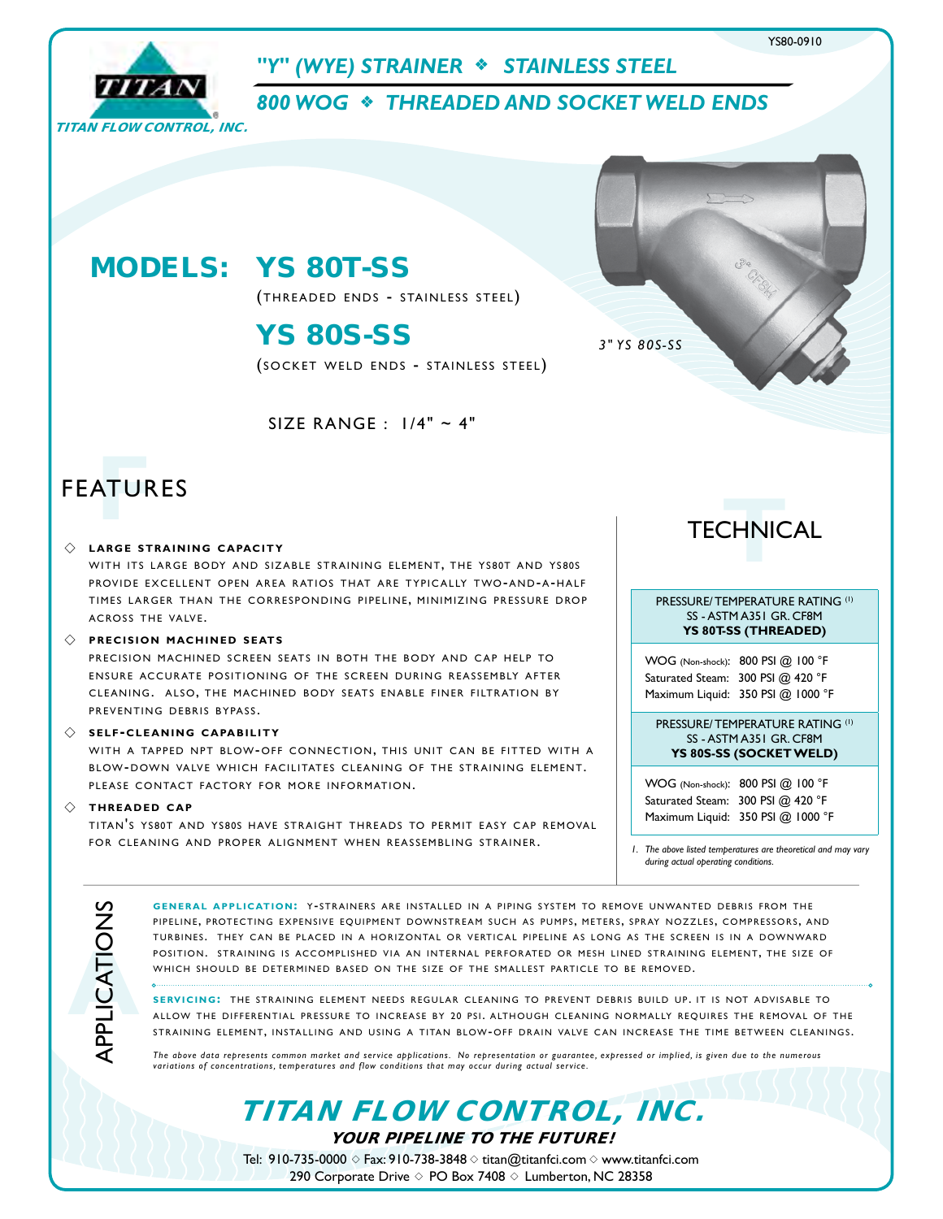YS80-0910

# "Y" (WYE) STRAINER ❖ STAINLESS STEEL

## 800 WOG ❖ THREADED AND SOCKET WELD ENDS

TITAN FLOW CONTROL, INC.

# MODELS: YS 80T-SS

(THREADED ENDS - STAINLESS STEEL)

# YS 80S-SS

(SOCKET WELD ENDS - STAINLESS STEEL)

3" YS 80S-SS

SIZE RANGE : 1/4" ~ 4"

## FEATURES

◇ **LARGE STRAINING CAPACITY**
WITH ITS LARGE BODY AND SIZABLE STRAINING ELEMENT, THE YS80T AND YS80S PROVIDE EXCELLENT OPEN AREA RATIOS THAT ARE TYPICALLY TWO-AND-A-HALF TIMES LARGER THAN THE CORRESPONDING PIPELINE, MINIMIZING PRESSURE DROP ACROSS THE VALVE.

◇ **PRECISION MACHINED SEATS**
PRECISION MACHINED SCREEN SEATS IN BOTH THE BODY AND CAP HELP TO ENSURE ACCURATE POSITIONING OF THE SCREEN DURING REASSEMBLY AFTER CLEANING. ALSO, THE MACHINED BODY SEATS ENABLE FINER FILTRATION BY PREVENTING DEBRIS BYPASS.

◇ **SELF-CLEANING CAPABILITY**
WITH A TAPPED NPT BLOW-OFF CONNECTION, THIS UNIT CAN BE FITTED WITH A BLOW-DOWN VALVE WHICH FACILITATES CLEANING OF THE STRAINING ELEMENT. PLEASE CONTACT FACTORY FOR MORE INFORMATION.

◇ **THREADED CAP**
TITAN'S YS80T AND YS80S HAVE STRAIGHT THREADS TO PERMIT EASY CAP REMOVAL FOR CLEANING AND PROPER ALIGNMENT WHEN REASSEMBLING STRAINER.

## TECHNICAL

| PRESSURE/TEMPERATURE RATING (1) SS - ASTM A351 GR. CF8M **YS 80T-SS (THREADED)** | |
|---|---|
| WOG (Non-shock): | 800 PSI @ 100 °F |
| Saturated Steam: | 300 PSI @ 420 °F |
| Maximum Liquid: | 350 PSI @ 1000 °F |

| PRESSURE/TEMPERATURE RATING (1) SS - ASTM A351 GR. CF8M **YS 80S-SS (SOCKET WELD)** | |
|---|---|
| WOG (Non-shock): | 800 PSI @ 100 °F |
| Saturated Steam: | 300 PSI @ 420 °F |
| Maximum Liquid: | 350 PSI @ 1000 °F |

*1. The above listed temperatures are theoretical and may vary during actual operating conditions.*

## APPLICATIONS

**GENERAL APPLICATION:** Y-STRAINERS ARE INSTALLED IN A PIPING SYSTEM TO REMOVE UNWANTED DEBRIS FROM THE PIPELINE, PROTECTING EXPENSIVE EQUIPMENT DOWNSTREAM SUCH AS PUMPS, METERS, SPRAY NOZZLES, COMPRESSORS, AND TURBINES. THEY CAN BE PLACED IN A HORIZONTAL OR VERTICAL PIPELINE AS LONG AS THE SCREEN IS IN A DOWNWARD POSITION. STRAINING IS ACCOMPLISHED VIA AN INTERNAL PERFORATED OR MESH LINED STRAINING ELEMENT, THE SIZE OF WHICH SHOULD BE DETERMINED BASED ON THE SIZE OF THE SMALLEST PARTICLE TO BE REMOVED.

**SERVICING:** THE STRAINING ELEMENT NEEDS REGULAR CLEANING TO PREVENT DEBRIS BUILD UP. IT IS NOT ADVISABLE TO ALLOW THE DIFFERENTIAL PRESSURE TO INCREASE BY 20 PSI. ALTHOUGH CLEANING NORMALLY REQUIRES THE REMOVAL OF THE STRAINING ELEMENT, INSTALLING AND USING A TITAN BLOW-OFF DRAIN VALVE CAN INCREASE THE TIME BETWEEN CLEANINGS.

*The above data represents common market and service applications. No representation or guarantee, expressed or implied, is given due to the numerous variations of concentrations, temperatures and flow conditions that may occur during actual service.*

# TITAN FLOW CONTROL, INC.

**YOUR PIPELINE TO THE FUTURE!**

Tel: 910-735-0000 ◇ Fax: 910-738-3848 ◇ titan@titanfci.com ◇ www.titanfci.com
290 Corporate Drive ◇ PO Box 7408 ◇ Lumberton, NC 28358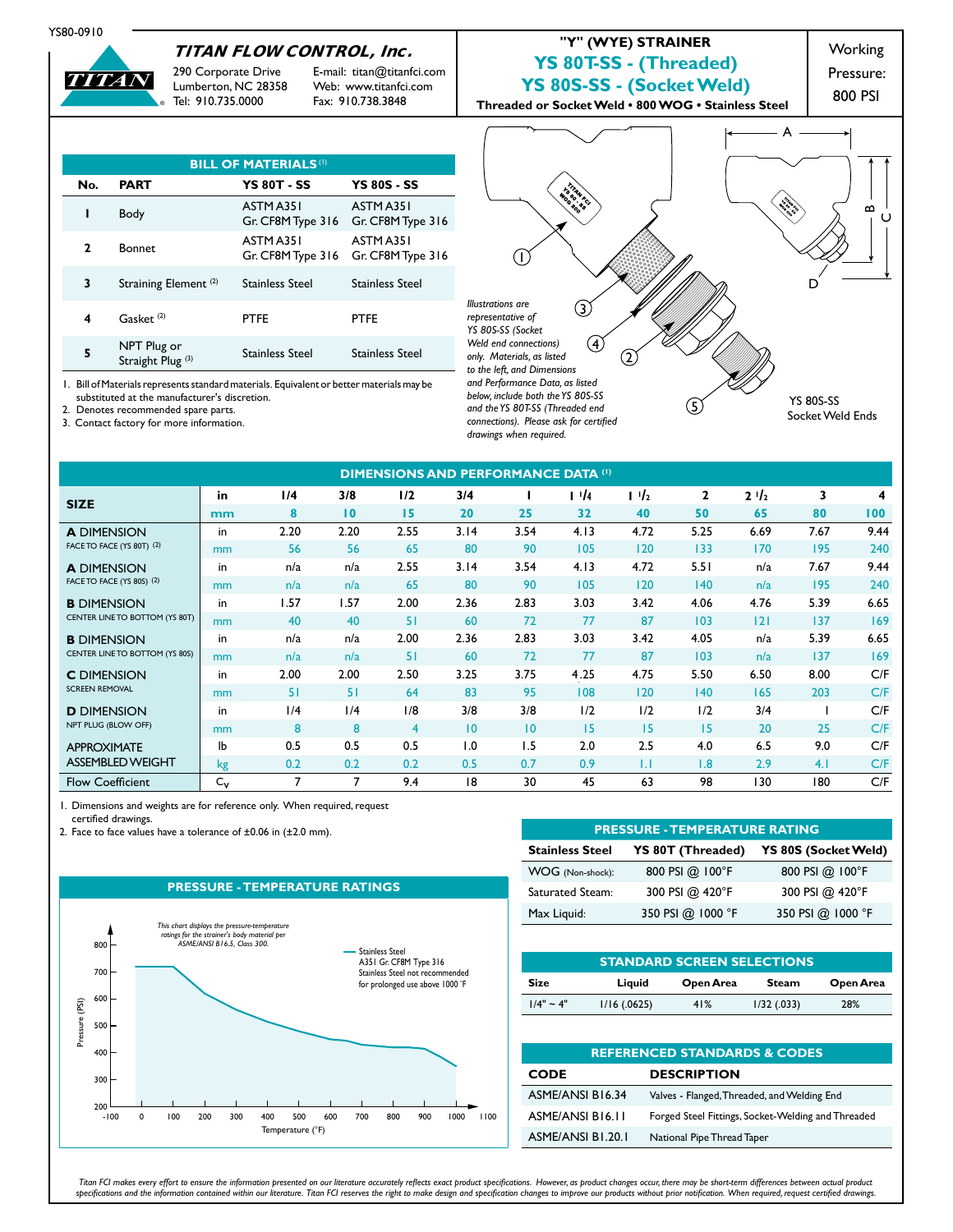YS80-0910

## TITAN FLOW CONTROL, Inc.

290 Corporate Drive
Lumberton, NC 28358
Tel: 910.735.0000

E-mail: titan@titanfci.com
Web: www.titanfci.com
Fax: 910.738.3848

# "Y" (WYE) STRAINER
## YS 80T-SS - (Threaded)
## YS 80S-SS - (Socket Weld)
**Threaded or Socket Weld • 800 WOG • Stainless Steel**

Working Pressure: 800 PSI

### BILL OF MATERIALS [1]

| No. | PART | YS 80T - SS | YS 80S - SS |
|---|---|---|---|
| 1 | Body | ASTM A351 Gr. CF8M Type 316 | ASTM A351 Gr. CF8M Type 316 |
| 2 | Bonnet | ASTM A351 Gr. CF8M Type 316 | ASTM A351 Gr. CF8M Type 316 |
| 3 | Straining Element [2] | Stainless Steel | Stainless Steel |
| 4 | Gasket [2] | PTFE | PTFE |
| 5 | NPT Plug or Straight Plug [3] | Stainless Steel | Stainless Steel |

1. Bill of Materials represents standard materials. Equivalent or better materials may be substituted at the manufacturer's discretion.
2. Denotes recommended spare parts.
3. Contact factory for more information.

*Illustrations are representative of YS 80S-SS (Socket Weld end connections) only. Materials, as listed to the left, and Dimensions and Performance Data, as listed below, include both the YS 80S-SS and the YS 80T-SS (Threaded end connections). Please ask for certified drawings when required.*

YS 80S-SS
Socket Weld Ends

### DIMENSIONS AND PERFORMANCE DATA [1]

| SIZE | | | | | | | | | | | | |
|---|---|---|---|---|---|---|---|---|---|---|---|---|
| | in | 1/4 | 3/8 | 1/2 | 3/4 | 1 | 1 1/4 | 1 1/2 | 2 | 2 1/2 | 3 | 4 |
| | mm | 8 | 10 | 15 | 20 | 25 | 32 | 40 | 50 | 65 | 80 | 100 |
| **A** DIMENSION FACE TO FACE (YS 80T) [2] | in | 2.20 | 2.20 | 2.55 | 3.14 | 3.54 | 4.13 | 4.72 | 5.25 | 6.69 | 7.67 | 9.44 |
| | mm | 56 | 56 | 65 | 80 | 90 | 105 | 120 | 133 | 170 | 195 | 240 |
| **A** DIMENSION FACE TO FACE (YS 80S) [2] | in | n/a | n/a | 2.55 | 3.14 | 3.54 | 4.13 | 4.72 | 5.51 | n/a | 7.67 | 9.44 |
| | mm | n/a | n/a | 65 | 80 | 90 | 105 | 120 | 140 | n/a | 195 | 240 |
| **B** DIMENSION CENTER LINE TO BOTTOM (YS 80T) | in | 1.57 | 1.57 | 2.00 | 2.36 | 2.83 | 3.03 | 3.42 | 4.06 | 4.76 | 5.39 | 6.65 |
| | mm | 40 | 40 | 51 | 60 | 72 | 77 | 87 | 103 | 121 | 137 | 169 |
| **B** DIMENSION CENTER LINE TO BOTTOM (YS 80S) | in | n/a | n/a | 2.00 | 2.36 | 2.83 | 3.03 | 3.42 | 4.05 | n/a | 5.39 | 6.65 |
| | mm | n/a | n/a | 51 | 60 | 72 | 77 | 87 | 103 | n/a | 137 | 169 |
| **C** DIMENSION SCREEN REMOVAL | in | 2.00 | 2.00 | 2.50 | 3.25 | 3.75 | 4.25 | 4.75 | 5.50 | 6.50 | 8.00 | C/F |
| | mm | 51 | 51 | 64 | 83 | 95 | 108 | 120 | 140 | 165 | 203 | C/F |
| **D** DIMENSION NPT PLUG (BLOW OFF) | in | 1/4 | 1/4 | 1/8 | 3/8 | 3/8 | 1/2 | 1/2 | 1/2 | 3/4 | 1 | C/F |
| | mm | 8 | 8 | 4 | 10 | 10 | 15 | 15 | 15 | 20 | 25 | C/F |
| APPROXIMATE ASSEMBLED WEIGHT | lb | 0.5 | 0.5 | 0.5 | 1.0 | 1.5 | 2.0 | 2.5 | 4.0 | 6.5 | 9.0 | C/F |
| | kg | 0.2 | 0.2 | 0.2 | 0.5 | 0.7 | 0.9 | 1.1 | 1.8 | 2.9 | 4.1 | C/F |
| Flow Coefficient | $C_V$ | 7 | 7 | 9.4 | 18 | 30 | 45 | 63 | 98 | 130 | 180 | C/F |

1. Dimensions and weights are for reference only. When required, request certified drawings.
2. Face to face values have a tolerance of ±0.06 in (±2.0 mm).

### PRESSURE - TEMPERATURE RATINGS

*This chart displays the pressure-temperature ratings for the strainer's body material per ASME/ANSI B16.5, Class 300.*

Stainless Steel
A351 Gr. CF8M Type 316
Stainless Steel not recommended for prolonged use above 1000 °F

Pressure (PSI): 200, 300, 400, 500, 600, 700, 800
Temperature (°F): -100, 0, 100, 200, 300, 400, 500, 600, 700, 800, 900, 1000, 1100

### PRESSURE - TEMPERATURE RATING

| Stainless Steel | YS 80T (Threaded) | YS 80S (Socket Weld) |
|---|---|---|
| WOG (Non-shock): | 800 PSI @ 100°F | 800 PSI @ 100°F |
| Saturated Steam: | 300 PSI @ 420°F | 300 PSI @ 420°F |
| Max Liquid: | 350 PSI @ 1000 °F | 350 PSI @ 1000 °F |

### STANDARD SCREEN SELECTIONS

| Size | Liquid | Open Area | Steam | Open Area |
|---|---|---|---|---|
| 1/4" ~ 4" | 1/16 (.0625) | 41% | 1/32 (.033) | 28% |

### REFERENCED STANDARDS & CODES

| CODE | DESCRIPTION |
|---|---|
| ASME/ANSI B16.34 | Valves - Flanged, Threaded, and Welding End |
| ASME/ANSI B16.11 | Forged Steel Fittings, Socket-Welding and Threaded |
| ASME/ANSI B1.20.1 | National Pipe Thread Taper |

*Titan FCI makes every effort to ensure the information presented on our literature accurately reflects exact product specifications. However, as product changes occur, there may be short-term differences between actual product specifications and the information contained within our literature. Titan FCI reserves the right to make design and specification changes to improve our products without prior notification. When required, request certified drawings.*